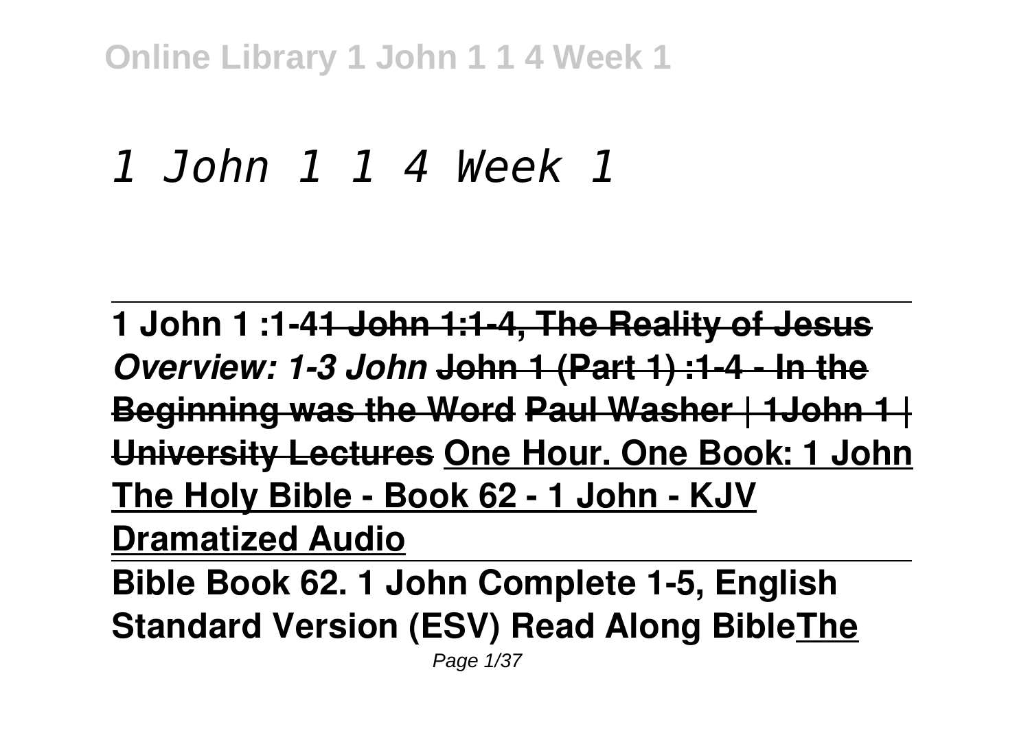# *1 John 1 1 4 Week 1*

---

**1 John 1 :1-4~~1 John 1:1-4, The Reality of Jesus~~** ***Overview: 1-3 John*** **~~John 1 (Part 1) :1-4 - In the Beginning was the Word~~ ~~Paul Washer | 1John 1 | University Lectures~~** **One Hour. One Book: 1 John** **The Holy Bible - Book 62 - 1 John - KJV Dramatized Audio**

---

**Bible Book 62. 1 John Complete 1-5, English Standard Version (ESV) Read Along BibleThe**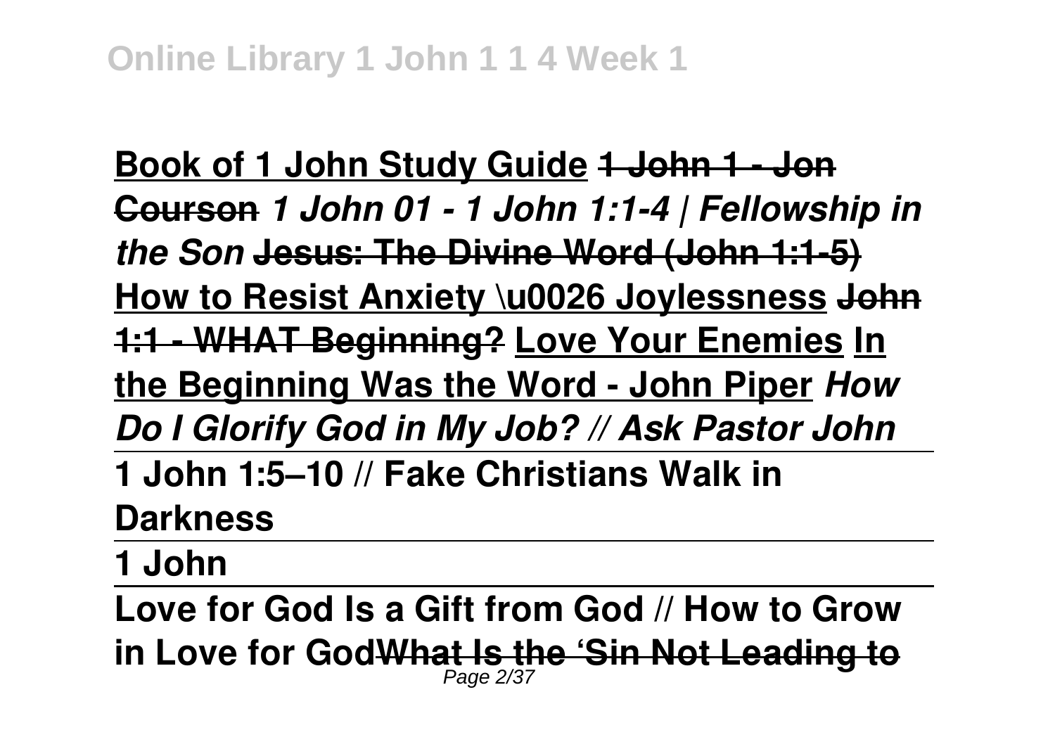**Book of 1 John Study Guide** **1 John 1 - Jon Courson** ***1 John 01 - 1 John 1:1-4 | Fellowship in the Son*** **Jesus: The Divine Word (John 1:1-5)** **How to Resist Anxiety \u0026 Joylessness** **John 1:1 - WHAT Beginning?** **Love Your Enemies** **In the Beginning Was the Word - John Piper** ***How Do I Glorify God in My Job? // Ask Pastor John***

**1 John 1:5–10 // Fake Christians Walk in Darkness**

**1 John**

**Love for God Is a Gift from God // How to Grow in Love for God** **What Is the 'Sin Not Leading to**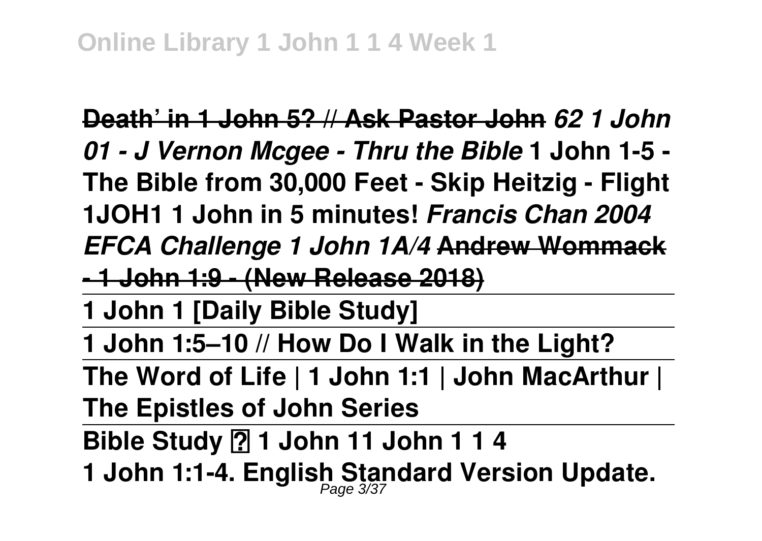**Death' in 1 John 5? // Ask Pastor John** *62 1 John 01 - J Vernon Mcgee - Thru the Bible* **1 John 1-5 - The Bible from 30,000 Feet - Skip Heitzig - Flight 1JOH1 1 John in 5 minutes!** ***Francis Chan 2004 EFCA Challenge 1 John 1A/4*** **Andrew Wommack - 1 John 1:9 - (New Release 2018)**

**1 John 1 [Daily Bible Study]**

**1 John 1:5–10 // How Do I Walk in the Light?**

**The Word of Life | 1 John 1:1 | John MacArthur | The Epistles of John Series**

**Bible Study ? 1 John 11 John 1 1 4**

**1 John 1:1-4. English Standard Version Update.**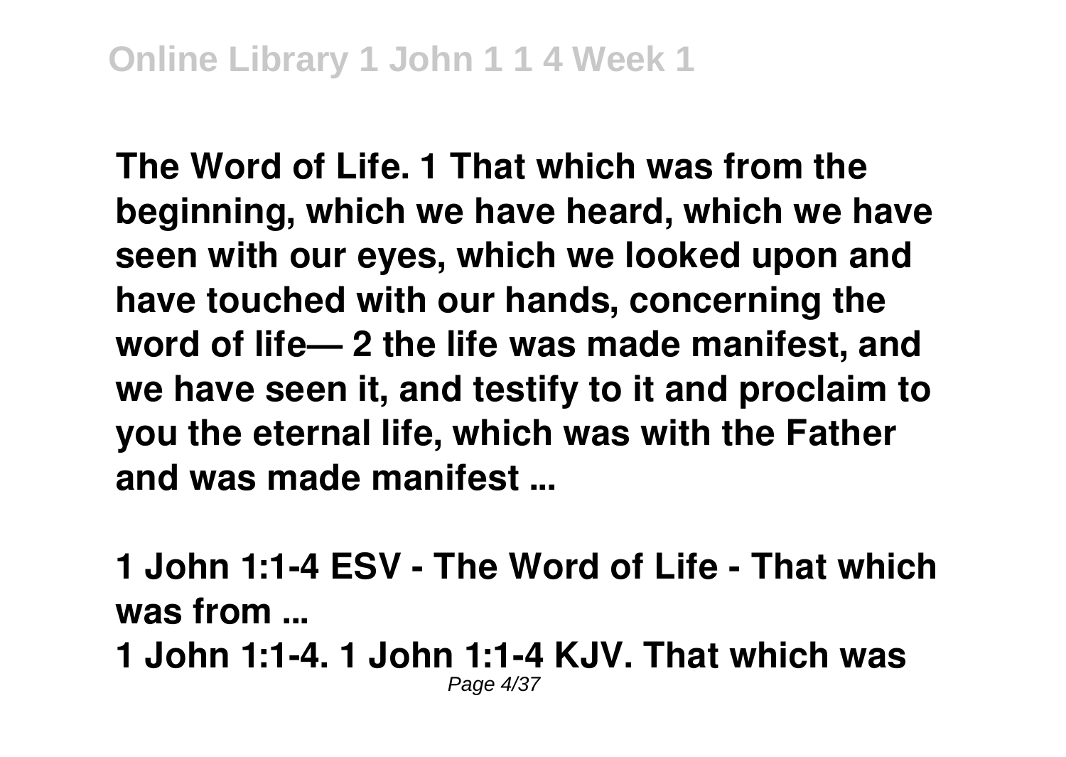**The Word of Life. 1 That which was from the beginning, which we have heard, which we have seen with our eyes, which we looked upon and have touched with our hands, concerning the word of life— 2 the life was made manifest, and we have seen it, and testify to it and proclaim to you the eternal life, which was with the Father and was made manifest ...**

**1 John 1:1-4 ESV - The Word of Life - That which was from ...**

**1 John 1:1-4. 1 John 1:1-4 KJV. That which was**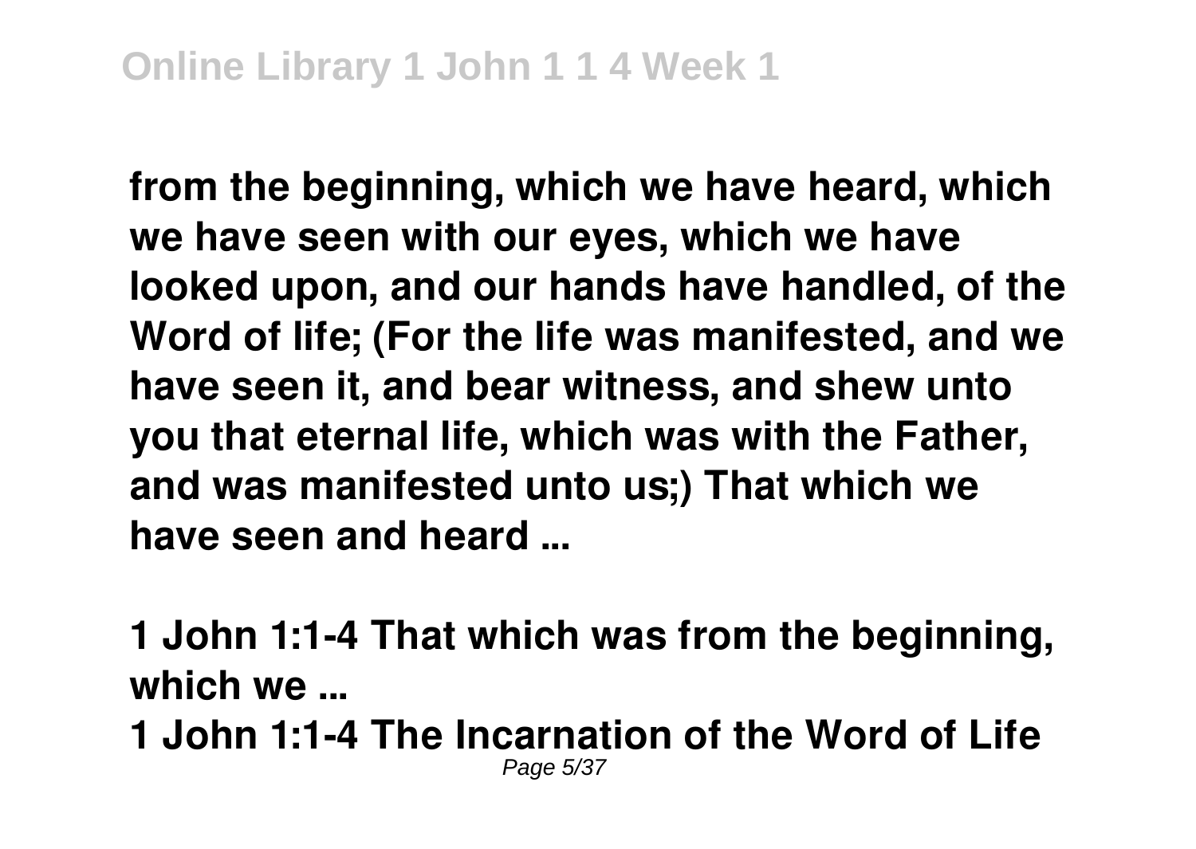**from the beginning, which we have heard, which we have seen with our eyes, which we have looked upon, and our hands have handled, of the Word of life; (For the life was manifested, and we have seen it, and bear witness, and shew unto you that eternal life, which was with the Father, and was manifested unto us;) That which we have seen and heard ...**

**1 John 1:1-4 That which was from the beginning, which we ...**

**1 John 1:1-4 The Incarnation of the Word of Life**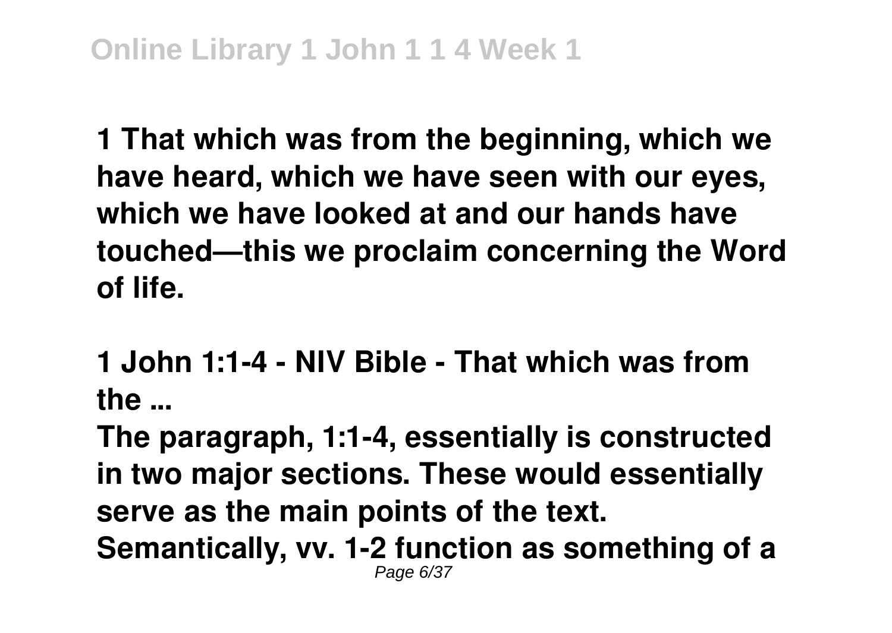**1 That which was from the beginning, which we have heard, which we have seen with our eyes, which we have looked at and our hands have touched—this we proclaim concerning the Word of life.**

**1 John 1:1-4 - NIV Bible - That which was from the ...**

**The paragraph, 1:1-4, essentially is constructed in two major sections. These would essentially serve as the main points of the text. Semantically, vv. 1-2 function as something of a**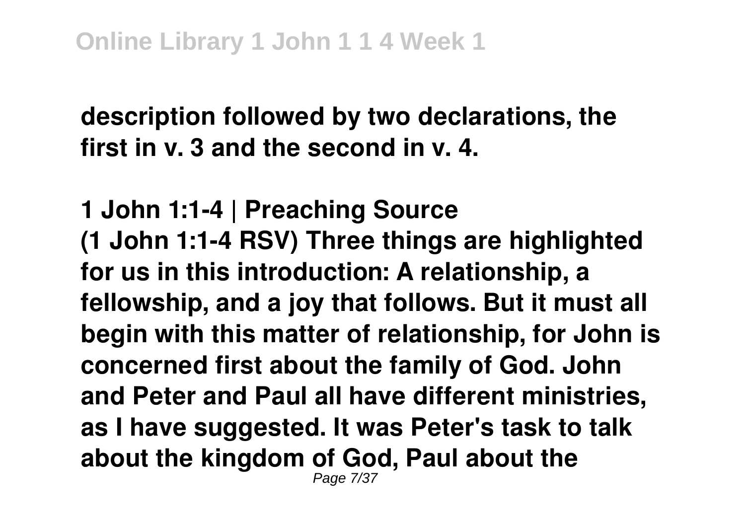**description followed by two declarations, the first in v. 3 and the second in v. 4.**

**1 John 1:1-4 | Preaching Source**

**(1 John 1:1-4 RSV) Three things are highlighted for us in this introduction: A relationship, a fellowship, and a joy that follows. But it must all begin with this matter of relationship, for John is concerned first about the family of God. John and Peter and Paul all have different ministries, as I have suggested. It was Peter's task to talk about the kingdom of God, Paul about the**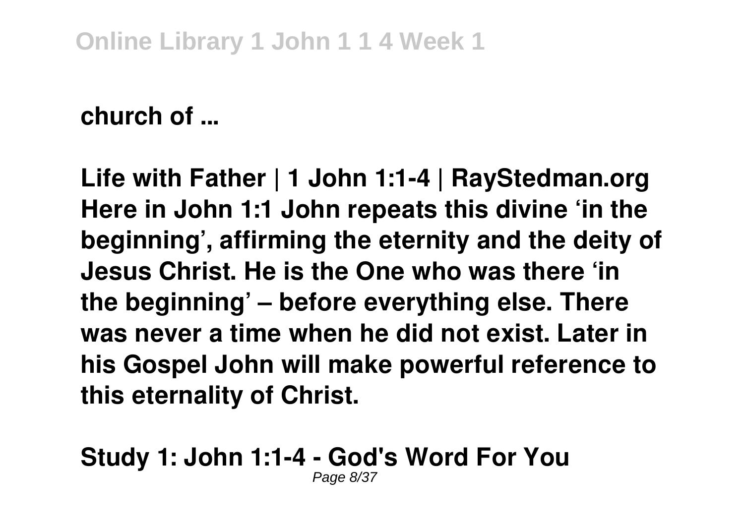**church of ...**

**Life with Father | 1 John 1:1-4 | RayStedman.org**
**Here in John 1:1 John repeats this divine 'in the beginning', affirming the eternity and the deity of Jesus Christ. He is the One who was there 'in the beginning' – before everything else. There was never a time when he did not exist. Later in his Gospel John will make powerful reference to this eternality of Christ.**

**Study 1: John 1:1-4 - God's Word For You**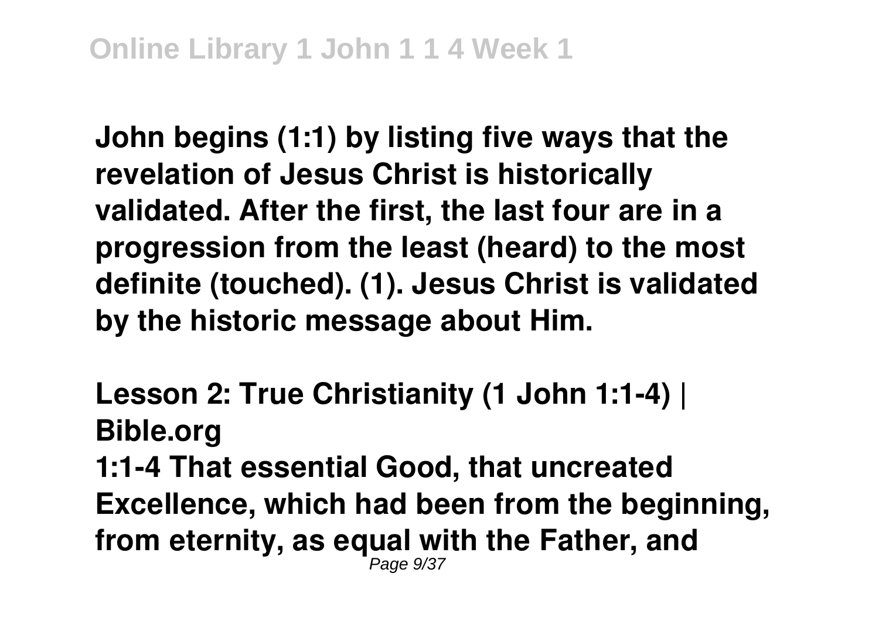John begins (1:1) by listing five ways that the revelation of Jesus Christ is historically validated. After the first, the last four are in a progression from the least (heard) to the most definite (touched). (1). Jesus Christ is validated by the historic message about Him.

**Lesson 2: True Christianity (1 John 1:1-4) | Bible.org**

1:1-4 That essential Good, that uncreated Excellence, which had been from the beginning, from eternity, as equal with the Father, and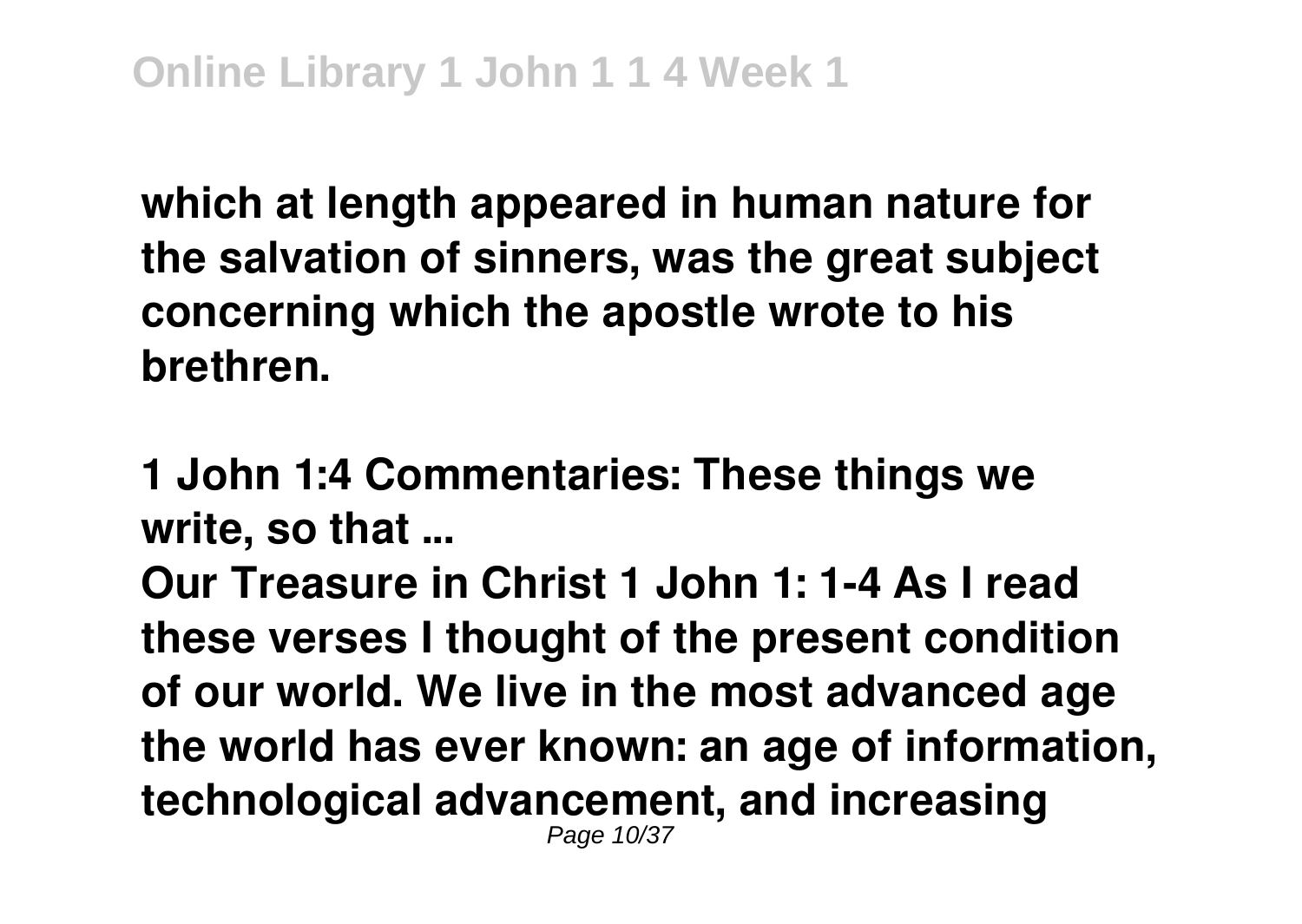**which at length appeared in human nature for the salvation of sinners, was the great subject concerning which the apostle wrote to his brethren.**

**1 John 1:4 Commentaries: These things we write, so that ...**

**Our Treasure in Christ 1 John 1: 1-4 As I read these verses I thought of the present condition of our world. We live in the most advanced age the world has ever known: an age of information, technological advancement, and increasing**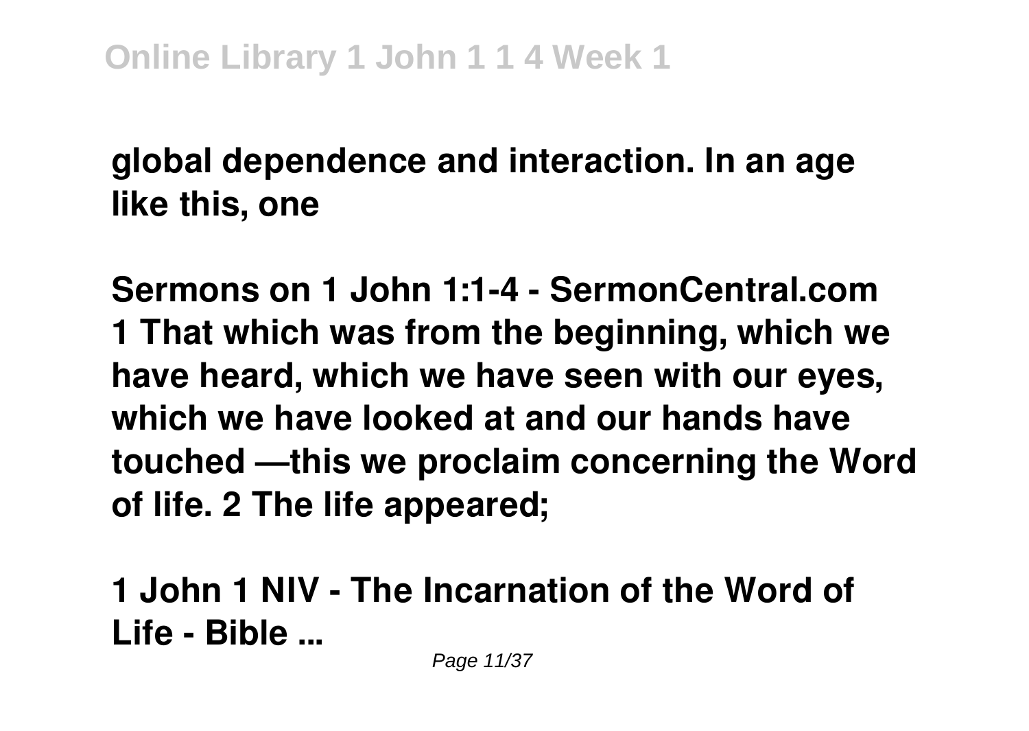**global dependence and interaction. In an age like this, one**

**Sermons on 1 John 1:1-4 - SermonCentral.com**
**1 That which was from the beginning, which we have heard, which we have seen with our eyes, which we have looked at and our hands have touched —this we proclaim concerning the Word of life. 2 The life appeared;**

**1 John 1 NIV - The Incarnation of the Word of Life - Bible ...**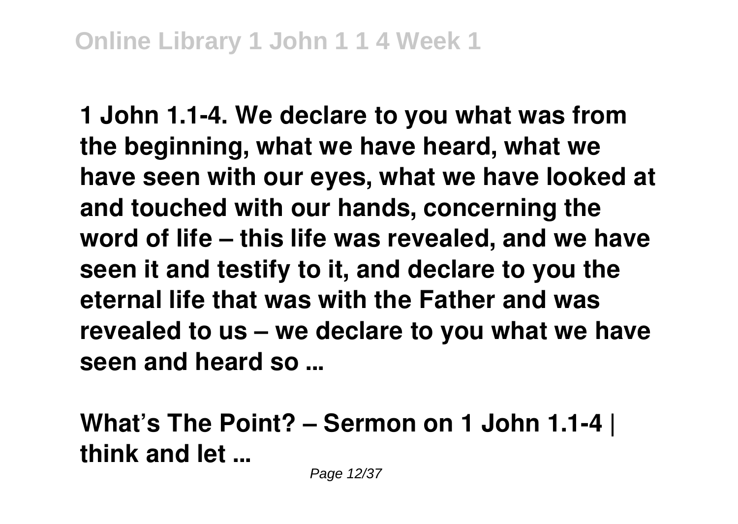**1 John 1.1-4. We declare to you what was from the beginning, what we have heard, what we have seen with our eyes, what we have looked at and touched with our hands, concerning the word of life – this life was revealed, and we have seen it and testify to it, and declare to you the eternal life that was with the Father and was revealed to us – we declare to you what we have seen and heard so ...**

**What's The Point? – Sermon on 1 John 1.1-4 | think and let ...**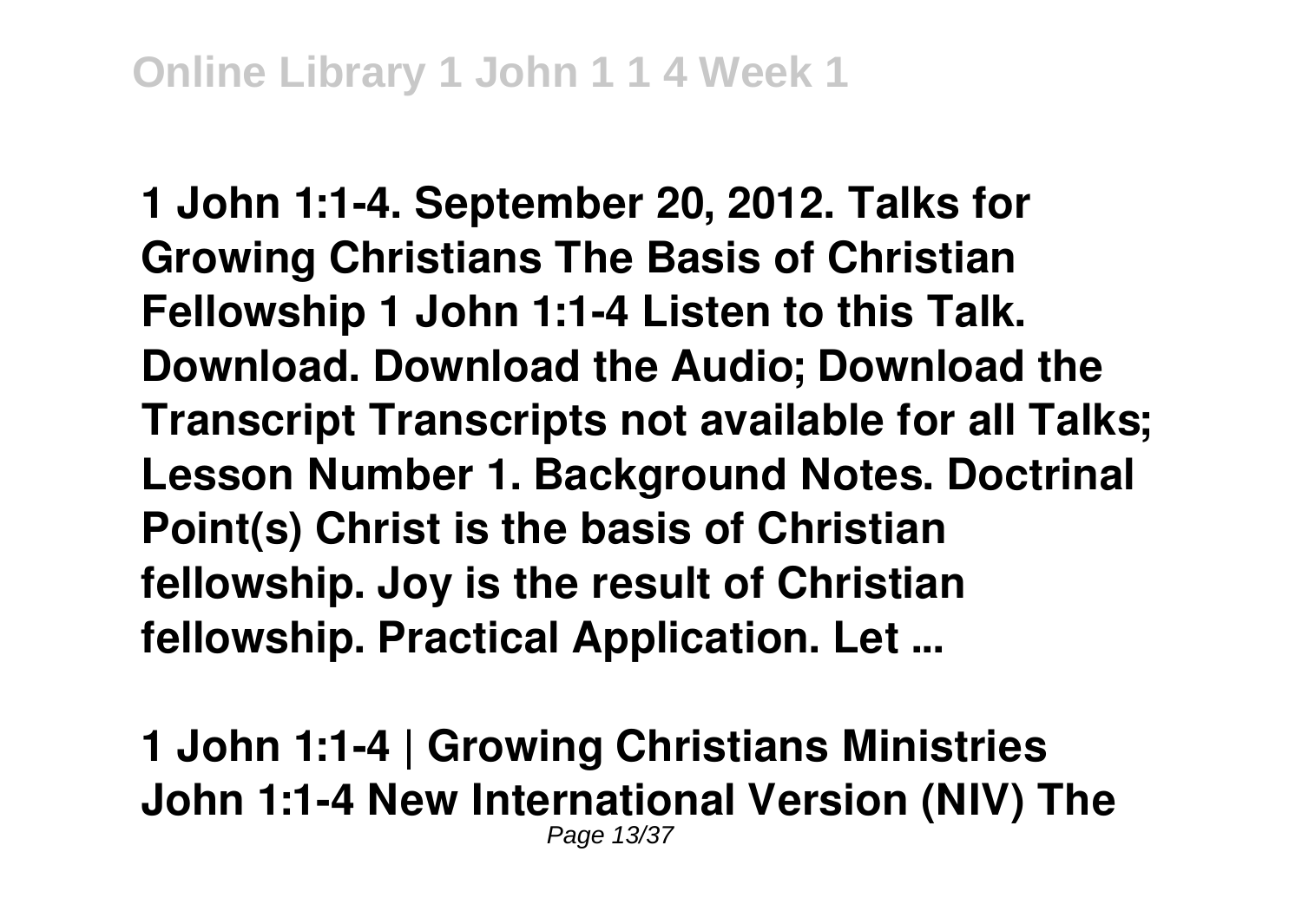**1 John 1:1-4. September 20, 2012. Talks for Growing Christians The Basis of Christian Fellowship 1 John 1:1-4 Listen to this Talk. Download. Download the Audio; Download the Transcript Transcripts not available for all Talks; Lesson Number 1. Background Notes. Doctrinal Point(s) Christ is the basis of Christian fellowship. Joy is the result of Christian fellowship. Practical Application. Let ...**

**1 John 1:1-4 | Growing Christians Ministries**
**John 1:1-4 New International Version (NIV) The**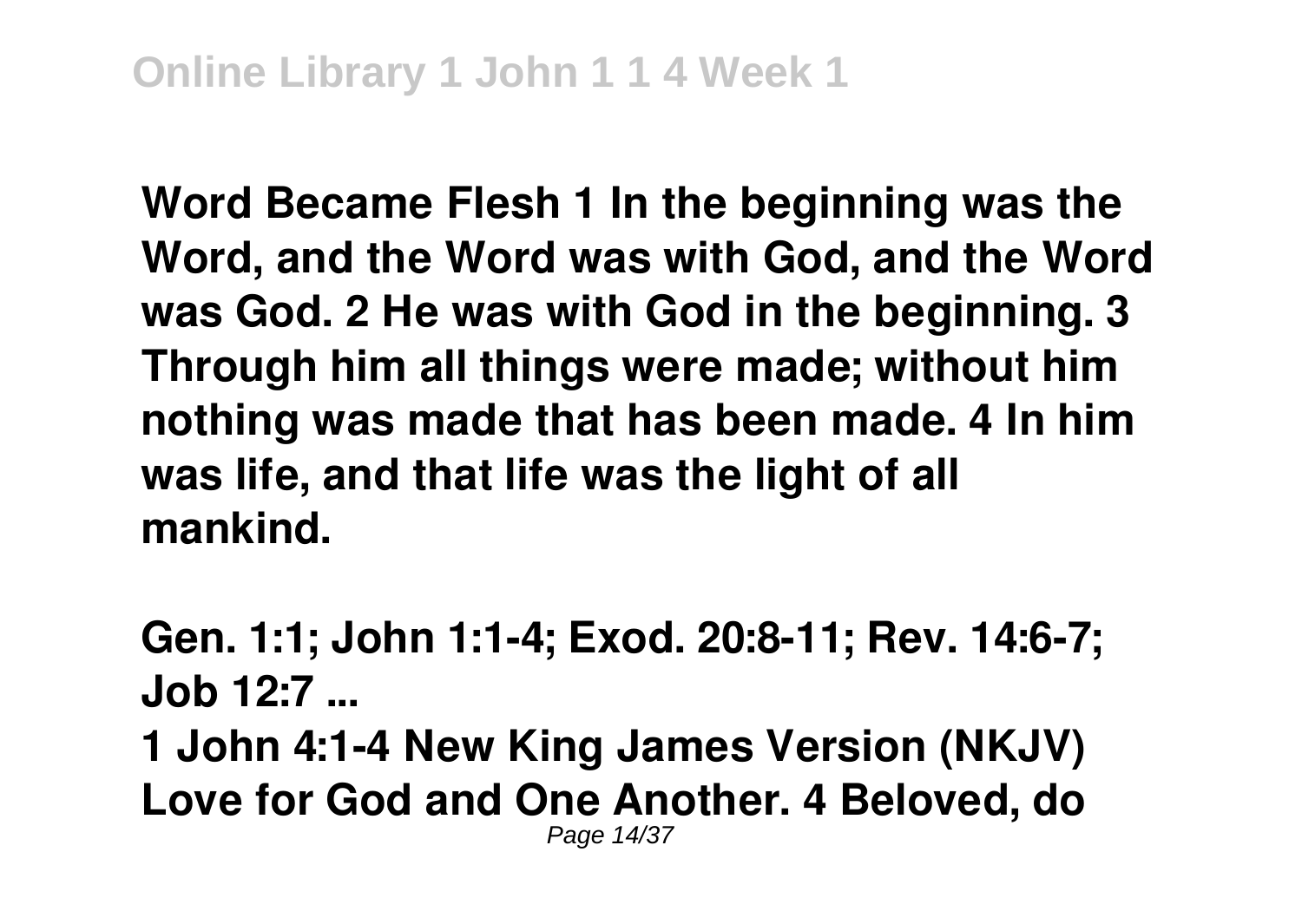**Word Became Flesh 1 In the beginning was the Word, and the Word was with God, and the Word was God. 2 He was with God in the beginning. 3 Through him all things were made; without him nothing was made that has been made. 4 In him was life, and that life was the light of all mankind.**

**Gen. 1:1; John 1:1-4; Exod. 20:8-11; Rev. 14:6-7; Job 12:7 ...**

**1 John 4:1-4 New King James Version (NKJV) Love for God and One Another. 4 Beloved, do**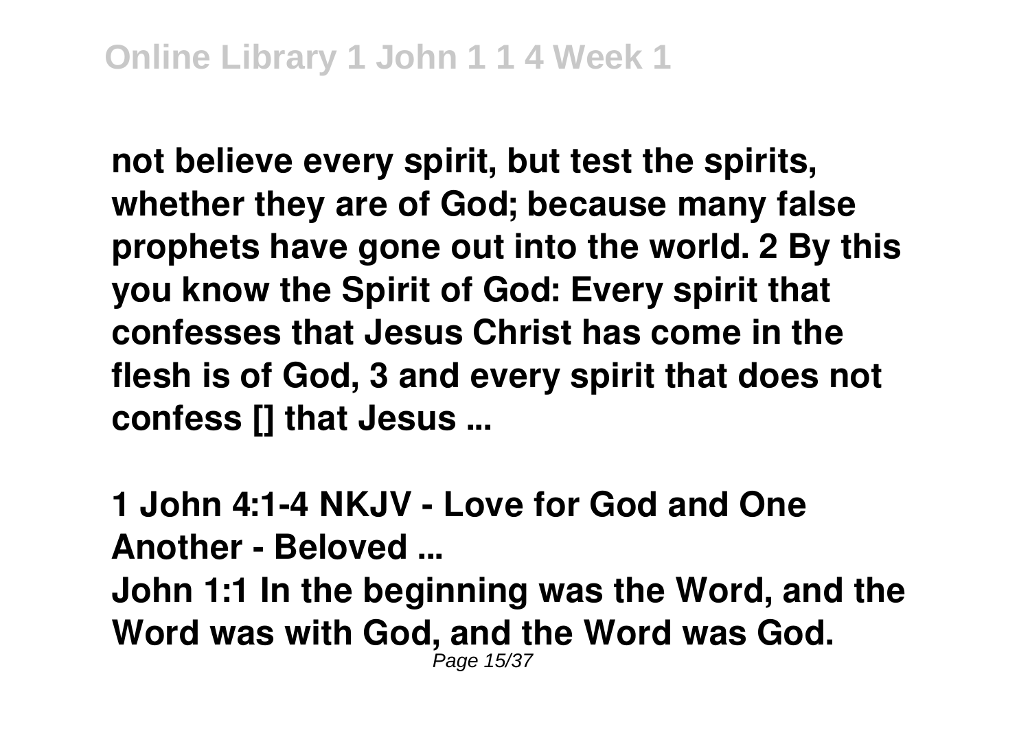**not believe every spirit, but test the spirits, whether they are of God; because many false prophets have gone out into the world. 2 By this you know the Spirit of God: Every spirit that confesses that Jesus Christ has come in the flesh is of God, 3 and every spirit that does not confess [] that Jesus ...**

**1 John 4:1-4 NKJV - Love for God and One Another - Beloved ...**

**John 1:1 In the beginning was the Word, and the Word was with God, and the Word was God.**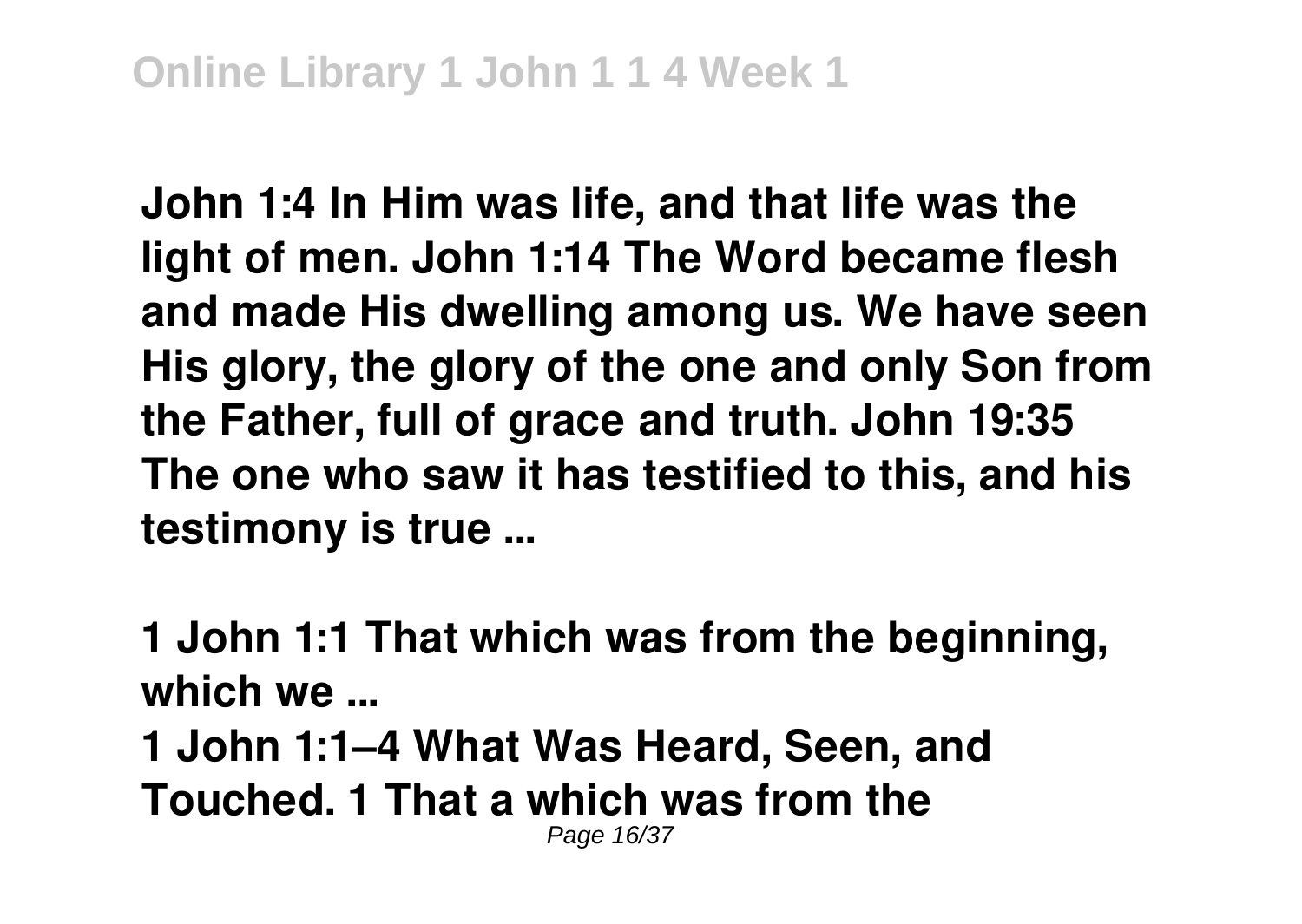**John 1:4 In Him was life, and that life was the light of men. John 1:14 The Word became flesh and made His dwelling among us. We have seen His glory, the glory of the one and only Son from the Father, full of grace and truth. John 19:35 The one who saw it has testified to this, and his testimony is true ...**

**1 John 1:1 That which was from the beginning, which we ...**

**1 John 1:1–4 What Was Heard, Seen, and Touched. 1 That a which was from the**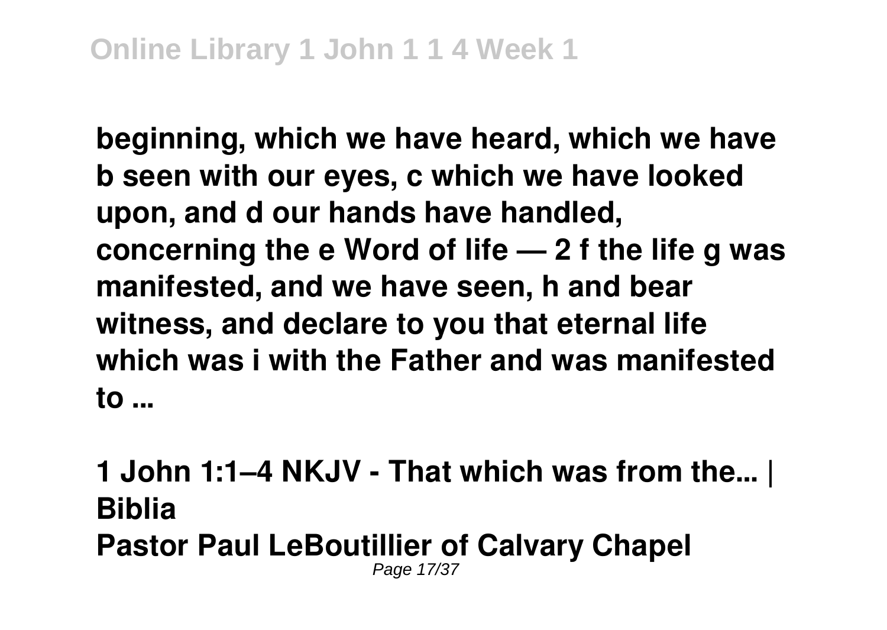**beginning, which we have heard, which we have b seen with our eyes, c which we have looked upon, and d our hands have handled, concerning the e Word of life — 2 f the life g was manifested, and we have seen, h and bear witness, and declare to you that eternal life which was i with the Father and was manifested to ...**

**1 John 1:1–4 NKJV - That which was from the... | Biblia**

**Pastor Paul LeBoutillier of Calvary Chapel**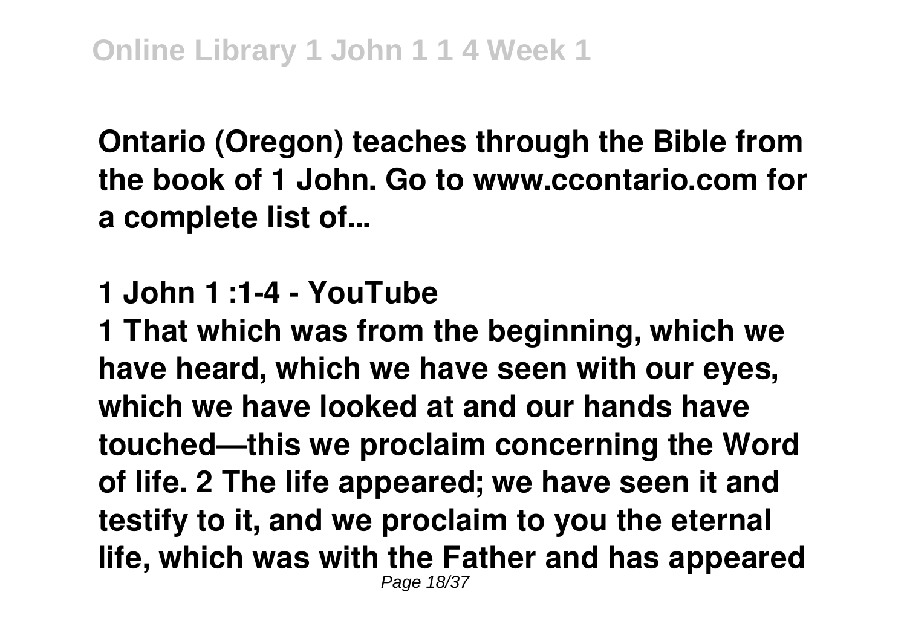**Ontario (Oregon) teaches through the Bible from the book of 1 John. Go to www.ccontario.com for a complete list of...**

**1 John 1 :1-4 - YouTube**

**1 That which was from the beginning, which we have heard, which we have seen with our eyes, which we have looked at and our hands have touched—this we proclaim concerning the Word of life. 2 The life appeared; we have seen it and testify to it, and we proclaim to you the eternal life, which was with the Father and has appeared**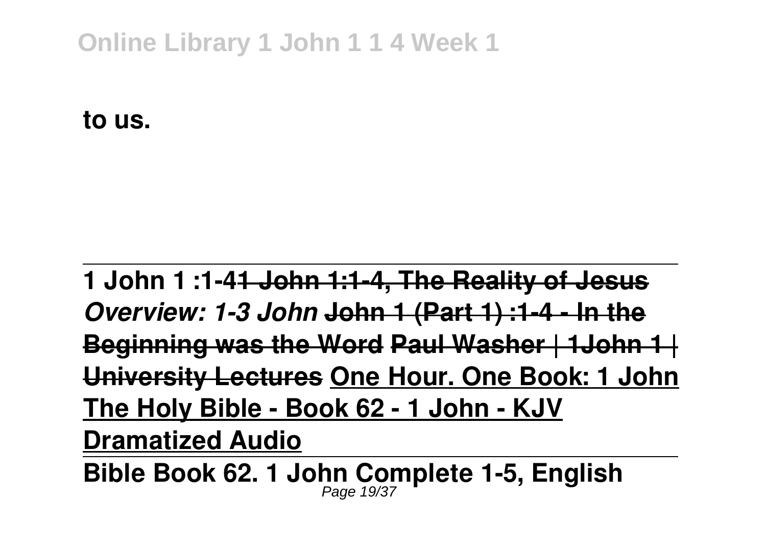**to us.**

---

**1 John 1 :1-4~~1 John 1:1-4, The Reality of Jesus~~** ***Overview: 1-3 John*** **~~John 1 (Part 1) :1-4 - In the Beginning was the Word~~ ~~Paul Washer | 1John 1 | University Lectures~~** **One Hour. One Book: 1 John** **The Holy Bible - Book 62 - 1 John - KJV Dramatized Audio**

---

**Bible Book 62. 1 John Complete 1-5, English**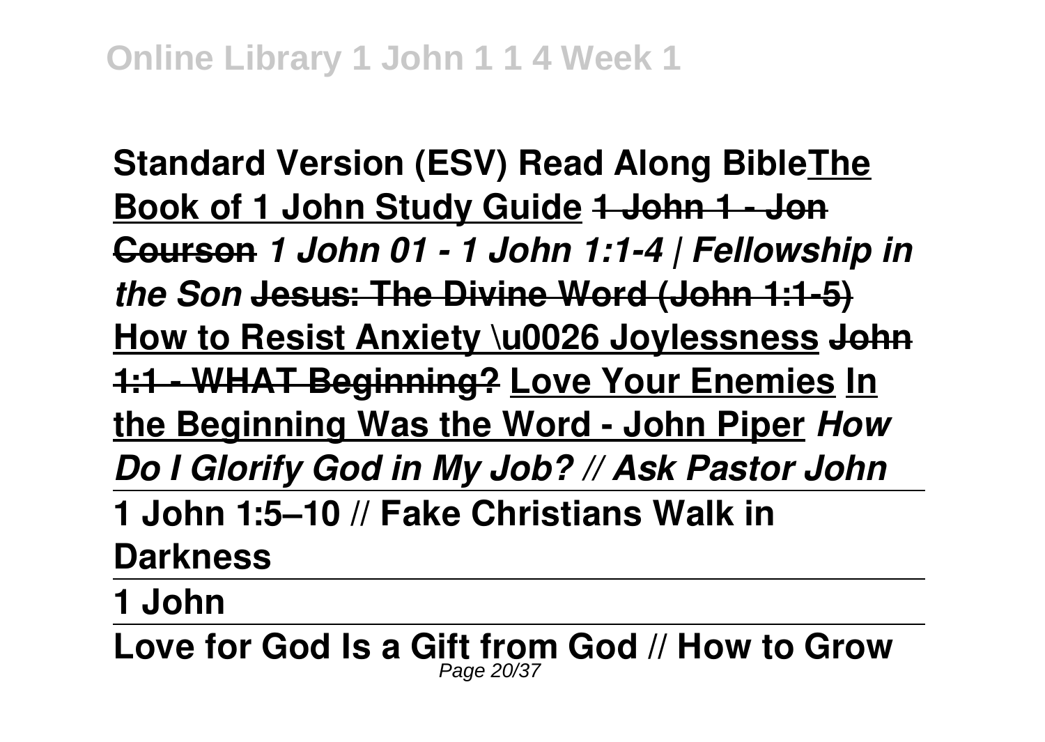**Standard Version (ESV) Read Along Bible** **The Book of 1 John Study Guide** **1 John 1 - Jon Courson** ***1 John 01 - 1 John 1:1-4 | Fellowship in the Son*** **Jesus: The Divine Word (John 1:1-5)** **How to Resist Anxiety \u0026 Joylessness** **John 1:1 - WHAT Beginning?** **Love Your Enemies** **In the Beginning Was the Word - John Piper** ***How Do I Glorify God in My Job? // Ask Pastor John***

**1 John 1:5–10 // Fake Christians Walk in Darkness**

**1 John**

**Love for God Is a Gift from God // How to Grow**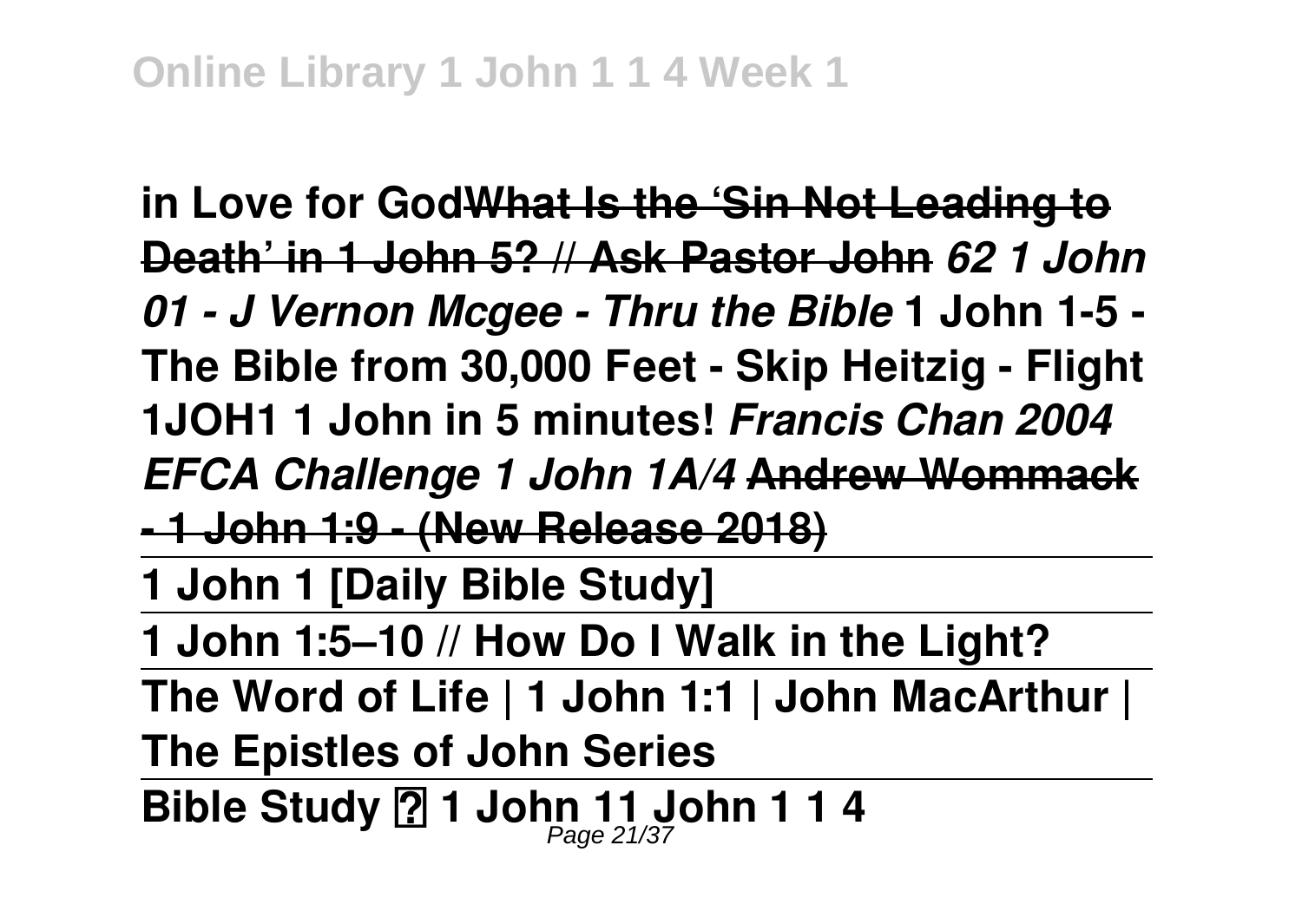**in Love for God~~What Is the 'Sin Not Leading to Death' in 1 John 5? // Ask Pastor John~~** ***62 1 John 01 - J Vernon Mcgee - Thru the Bible*** **1 John 1-5 - The Bible from 30,000 Feet - Skip Heitzig - Flight 1JOH1 1 John in 5 minutes!** ***Francis Chan 2004 EFCA Challenge 1 John 1A/4*** **~~Andrew Wommack - 1 John 1:9 - (New Release 2018)~~**

**1 John 1 [Daily Bible Study]**

**1 John 1:5–10 // How Do I Walk in the Light?**

**The Word of Life | 1 John 1:1 | John MacArthur | The Epistles of John Series**

**Bible Study ? 1 John 11 John 1 1 4**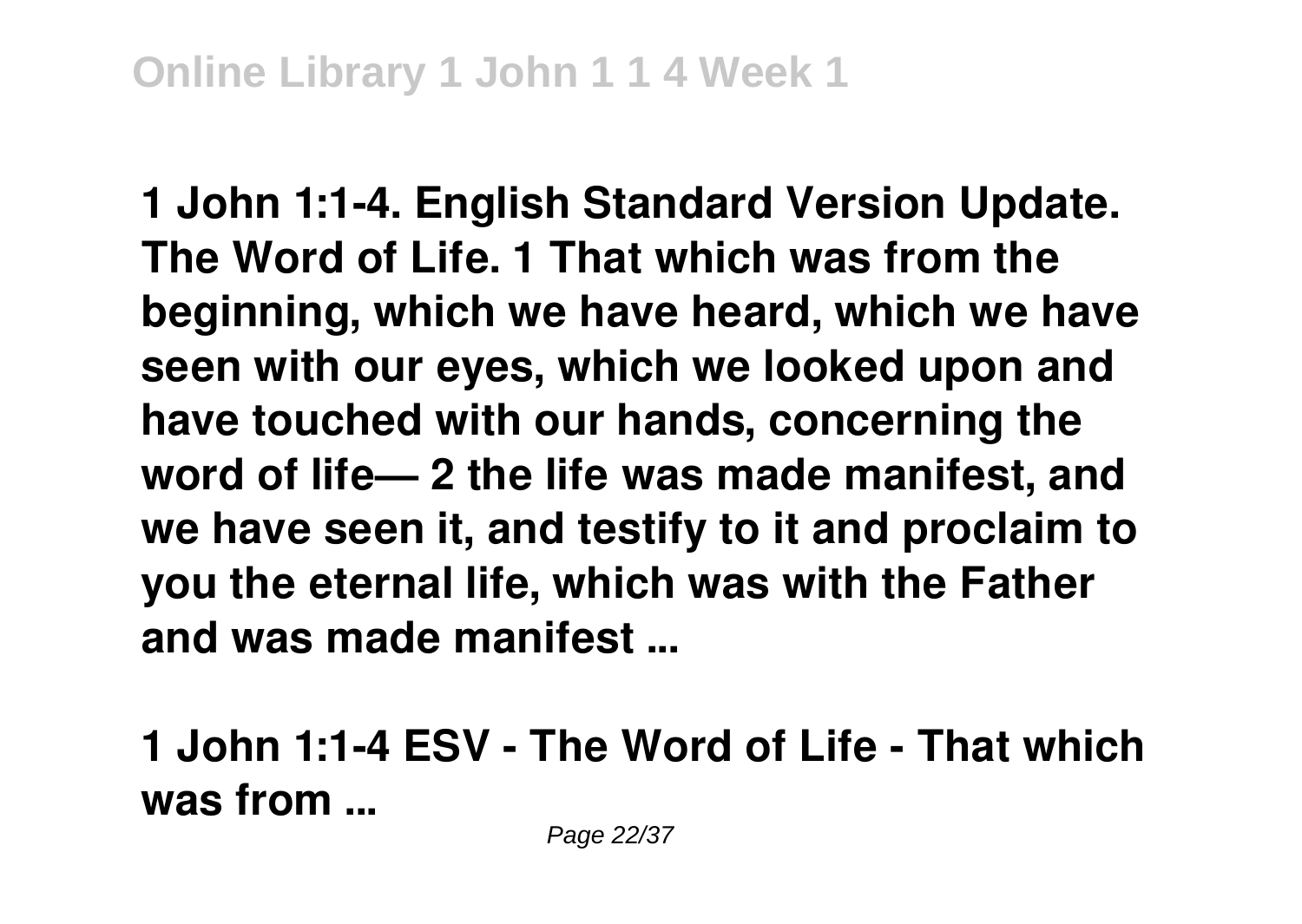**1 John 1:1-4. English Standard Version Update. The Word of Life. 1 That which was from the beginning, which we have heard, which we have seen with our eyes, which we looked upon and have touched with our hands, concerning the word of life— 2 the life was made manifest, and we have seen it, and testify to it and proclaim to you the eternal life, which was with the Father and was made manifest ...**

**1 John 1:1-4 ESV - The Word of Life - That which was from ...**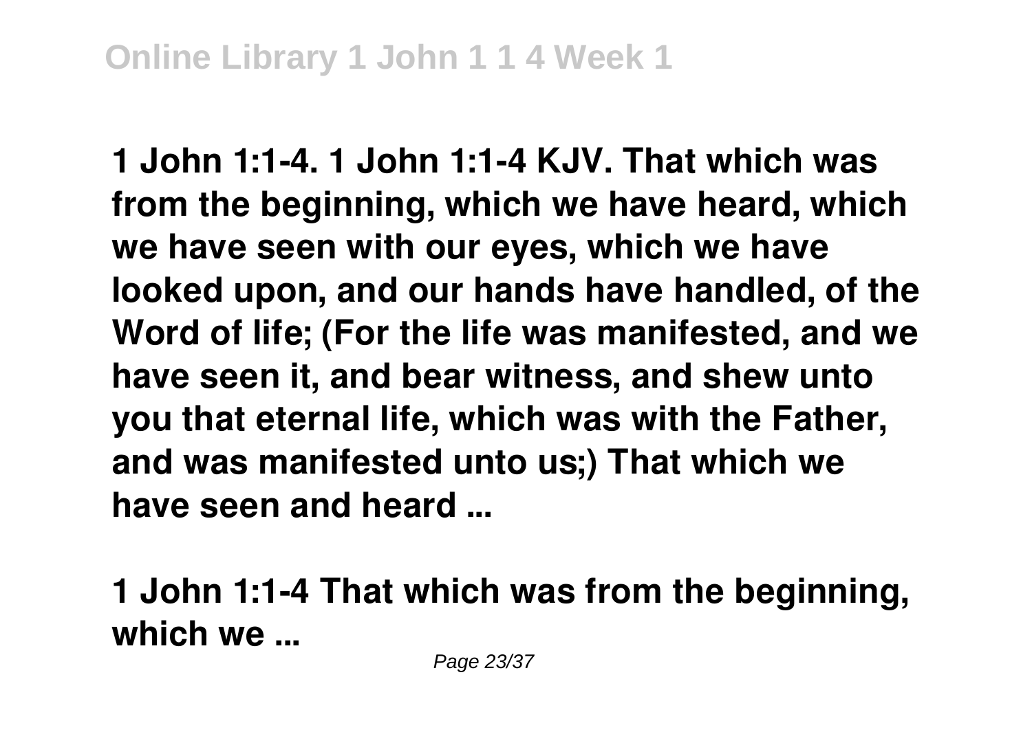**1 John 1:1-4. 1 John 1:1-4 KJV. That which was from the beginning, which we have heard, which we have seen with our eyes, which we have looked upon, and our hands have handled, of the Word of life; (For the life was manifested, and we have seen it, and bear witness, and shew unto you that eternal life, which was with the Father, and was manifested unto us;) That which we have seen and heard ...**

**1 John 1:1-4 That which was from the beginning, which we ...**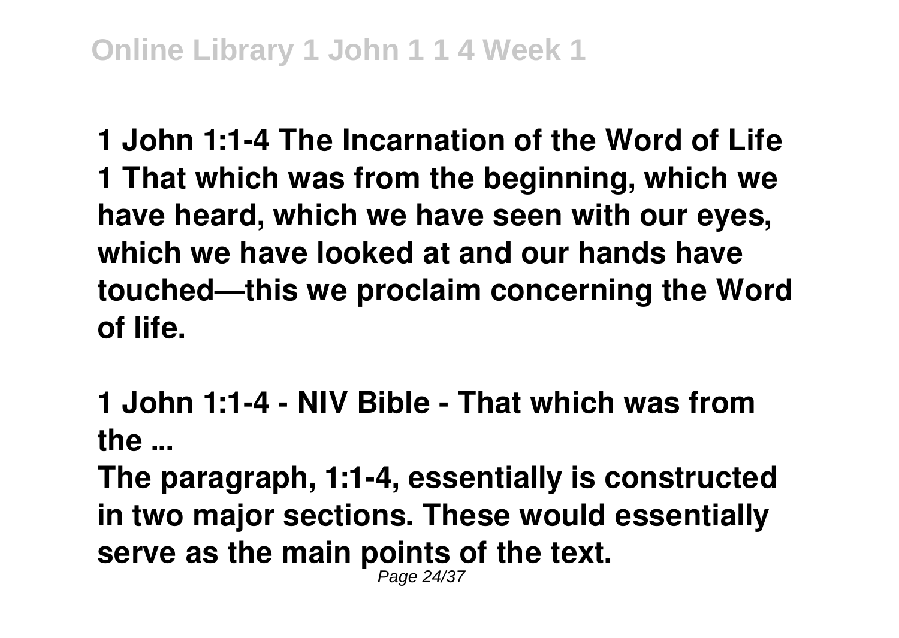**1 John 1:1-4 The Incarnation of the Word of Life 1 That which was from the beginning, which we have heard, which we have seen with our eyes, which we have looked at and our hands have touched—this we proclaim concerning the Word of life.**

**1 John 1:1-4 - NIV Bible - That which was from the ...**

**The paragraph, 1:1-4, essentially is constructed in two major sections. These would essentially serve as the main points of the text.**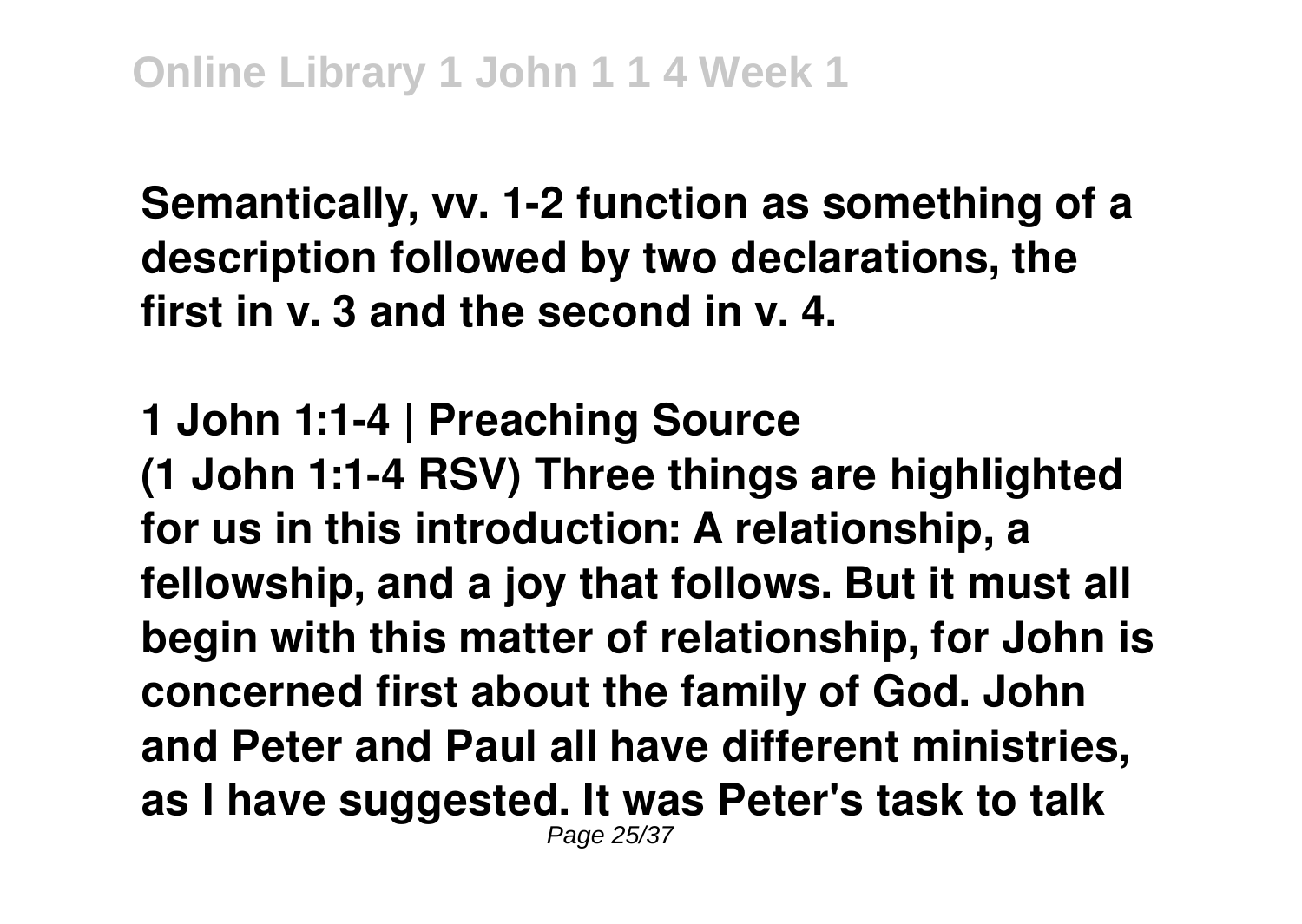**Semantically, vv. 1-2 function as something of a description followed by two declarations, the first in v. 3 and the second in v. 4.**

**1 John 1:1-4 | Preaching Source**

**(1 John 1:1-4 RSV) Three things are highlighted for us in this introduction: A relationship, a fellowship, and a joy that follows. But it must all begin with this matter of relationship, for John is concerned first about the family of God. John and Peter and Paul all have different ministries, as I have suggested. It was Peter's task to talk**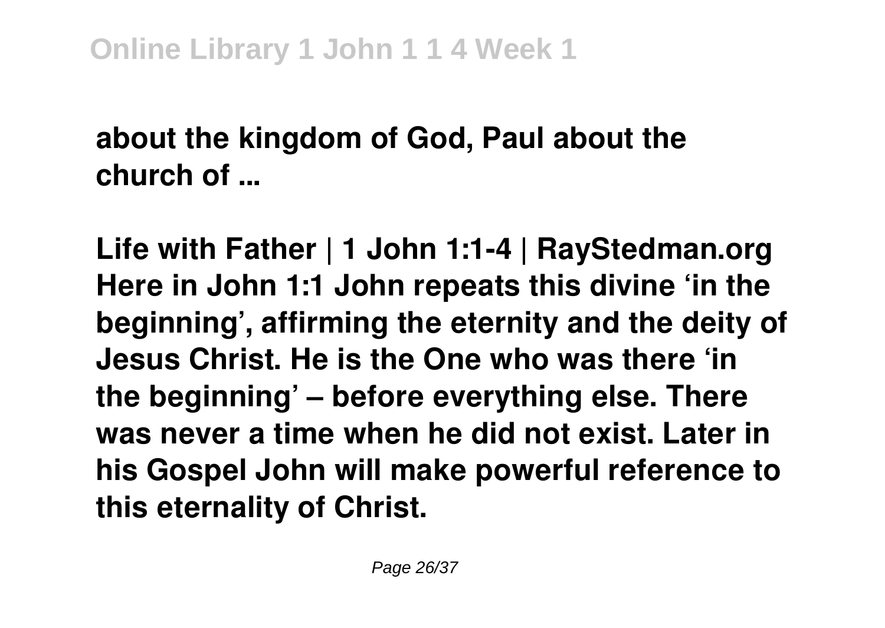**about the kingdom of God, Paul about the church of ...**

**Life with Father | 1 John 1:1-4 | RayStedman.org**
**Here in John 1:1 John repeats this divine 'in the beginning', affirming the eternity and the deity of Jesus Christ. He is the One who was there 'in the beginning' – before everything else. There was never a time when he did not exist. Later in his Gospel John will make powerful reference to this eternality of Christ.**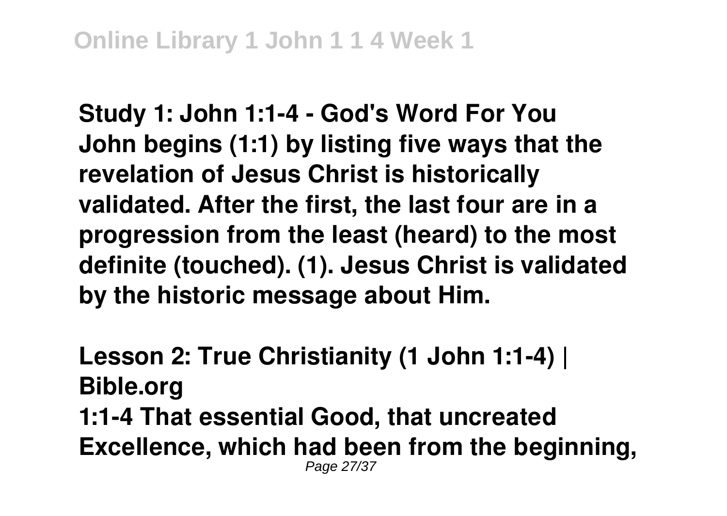**Study 1: John 1:1-4 - God's Word For You**
**John begins (1:1) by listing five ways that the revelation of Jesus Christ is historically validated. After the first, the last four are in a progression from the least (heard) to the most definite (touched). (1). Jesus Christ is validated by the historic message about Him.**

**Lesson 2: True Christianity (1 John 1:1-4) | Bible.org**
**1:1-4 That essential Good, that uncreated Excellence, which had been from the beginning,**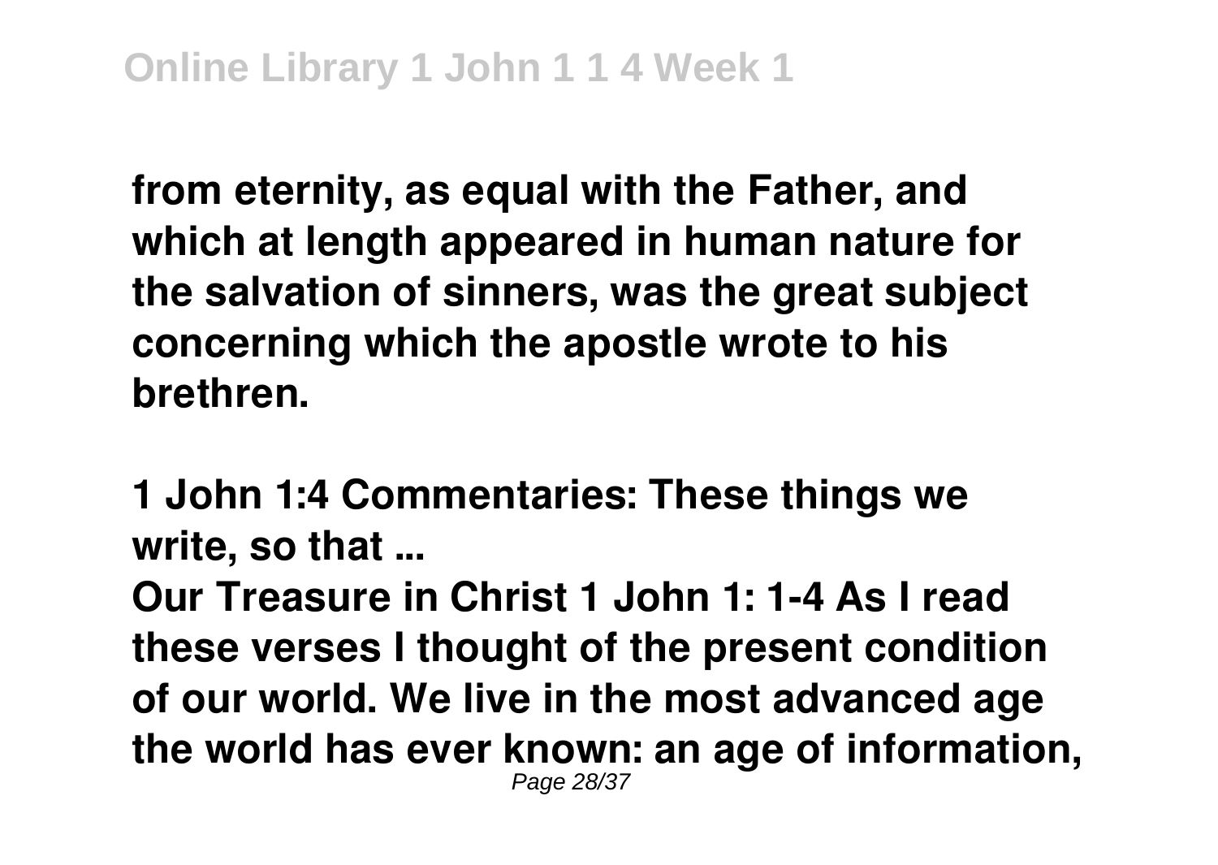from eternity, as equal with the Father, and which at length appeared in human nature for the salvation of sinners, was the great subject concerning which the apostle wrote to his brethren.

**1 John 1:4 Commentaries: These things we write, so that ...**

Our Treasure in Christ 1 John 1: 1-4 As I read these verses I thought of the present condition of our world. We live in the most advanced age the world has ever known: an age of information,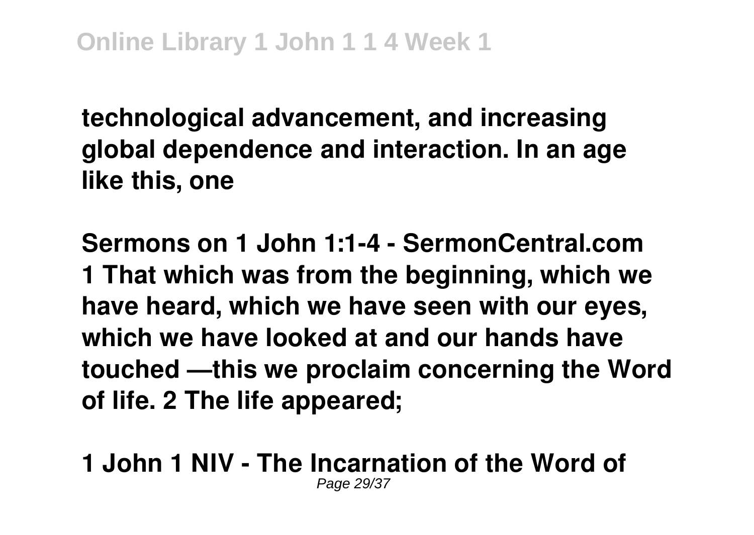**technological advancement, and increasing global dependence and interaction. In an age like this, one**

**Sermons on 1 John 1:1-4 - SermonCentral.com**
**1 That which was from the beginning, which we have heard, which we have seen with our eyes, which we have looked at and our hands have touched —this we proclaim concerning the Word of life. 2 The life appeared;**

**1 John 1 NIV - The Incarnation of the Word of**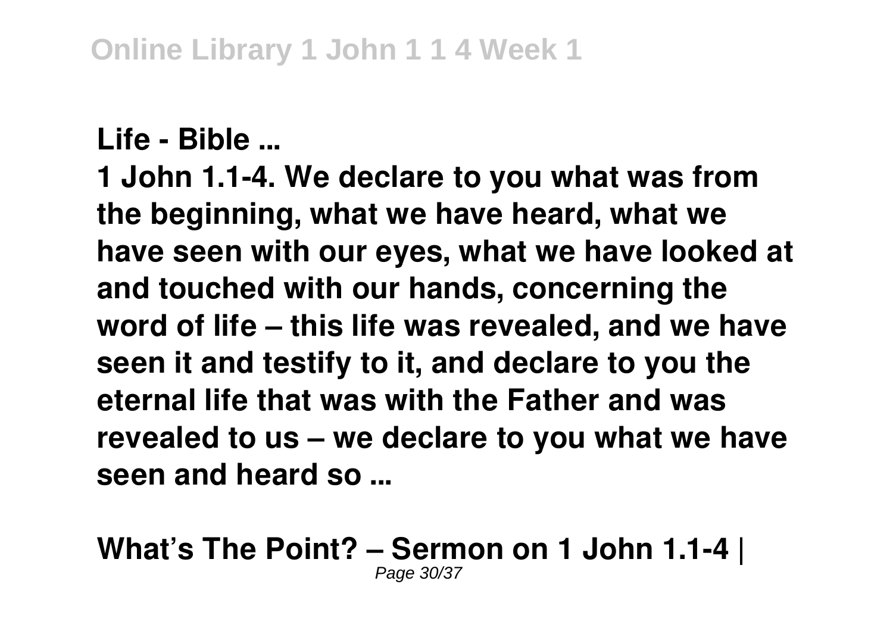**Life - Bible ...**

**1 John 1.1-4. We declare to you what was from the beginning, what we have heard, what we have seen with our eyes, what we have looked at and touched with our hands, concerning the word of life – this life was revealed, and we have seen it and testify to it, and declare to you the eternal life that was with the Father and was revealed to us – we declare to you what we have seen and heard so ...**

**What's The Point? – Sermon on 1 John 1.1-4 |**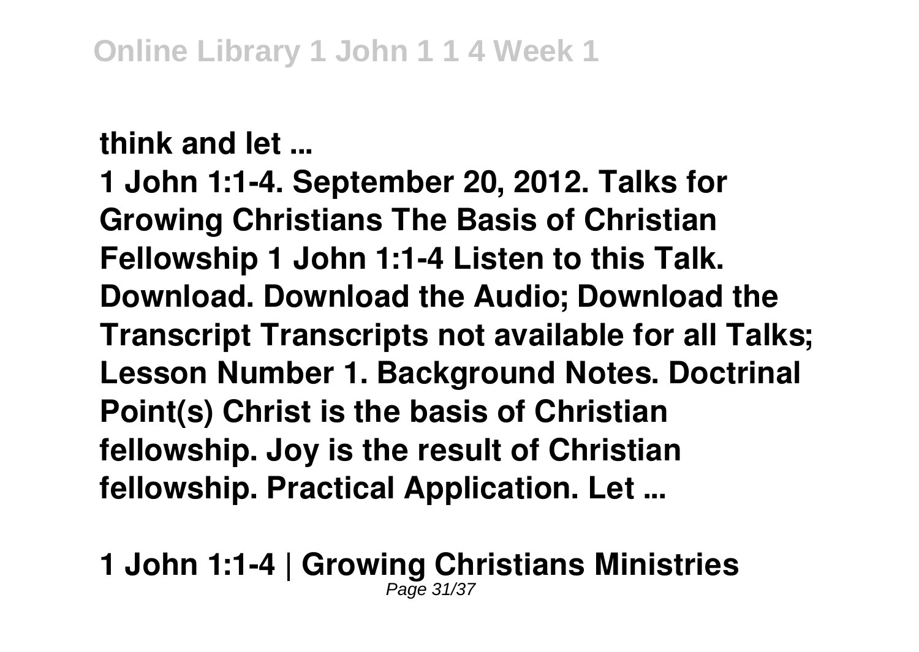**think and let ...**

**1 John 1:1-4. September 20, 2012. Talks for Growing Christians The Basis of Christian Fellowship 1 John 1:1-4 Listen to this Talk. Download. Download the Audio; Download the Transcript Transcripts not available for all Talks; Lesson Number 1. Background Notes. Doctrinal Point(s) Christ is the basis of Christian fellowship. Joy is the result of Christian fellowship. Practical Application. Let ...**

**1 John 1:1-4 | Growing Christians Ministries**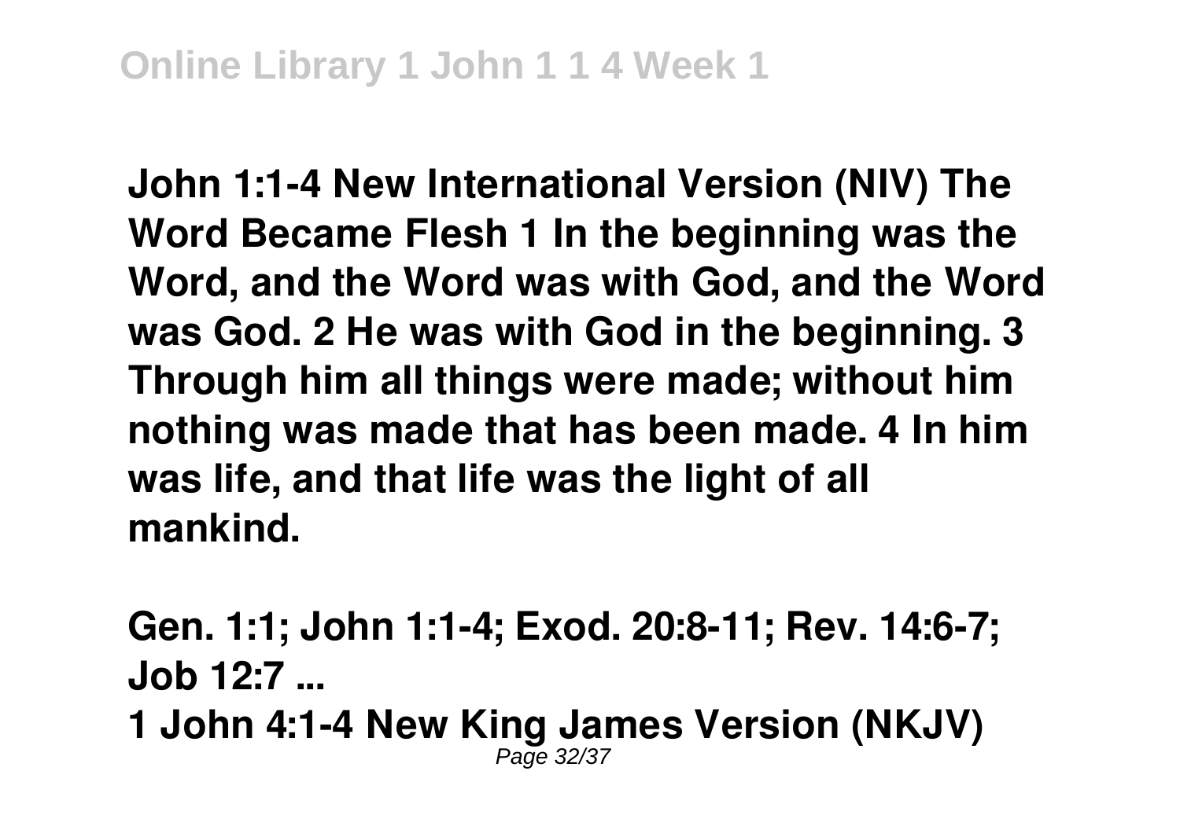**John 1:1-4 New International Version (NIV) The Word Became Flesh 1 In the beginning was the Word, and the Word was with God, and the Word was God. 2 He was with God in the beginning. 3 Through him all things were made; without him nothing was made that has been made. 4 In him was life, and that life was the light of all mankind.**

**Gen. 1:1; John 1:1-4; Exod. 20:8-11; Rev. 14:6-7; Job 12:7 ...**

**1 John 4:1-4 New King James Version (NKJV)**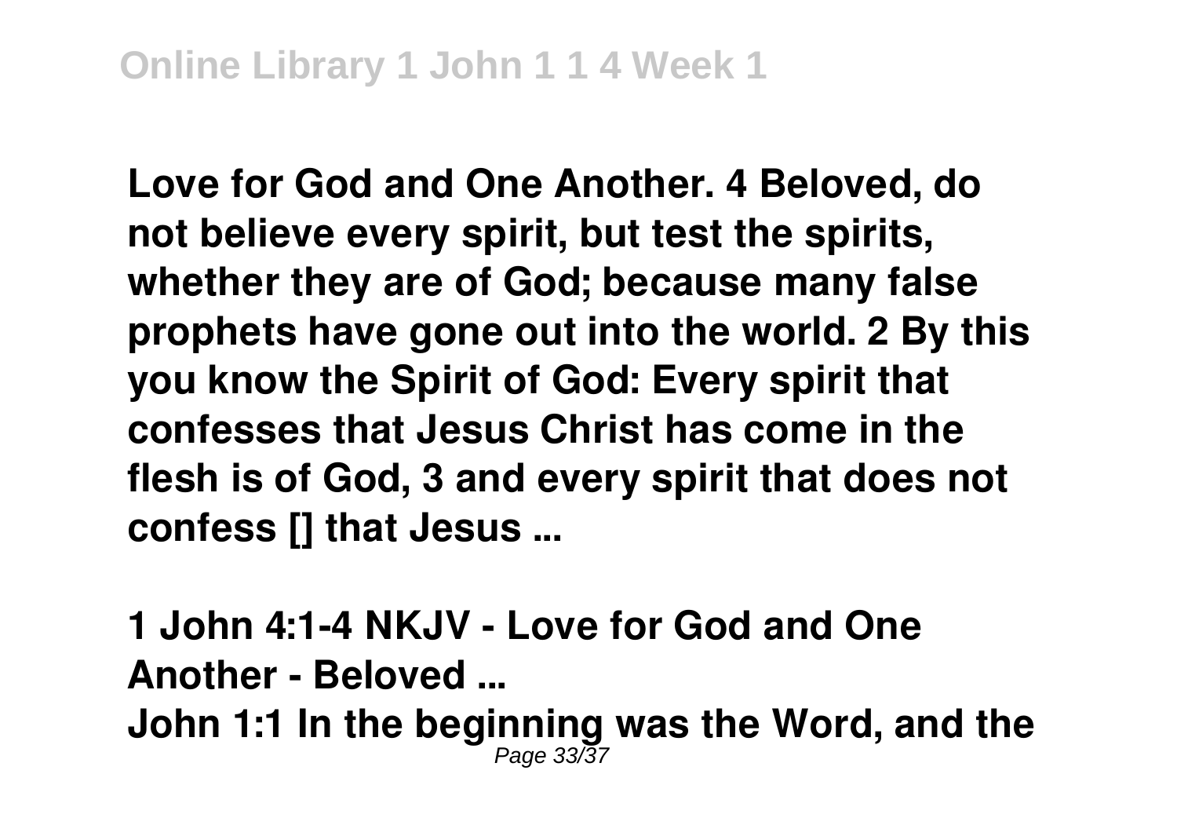**Love for God and One Another. 4 Beloved, do not believe every spirit, but test the spirits, whether they are of God; because many false prophets have gone out into the world. 2 By this you know the Spirit of God: Every spirit that confesses that Jesus Christ has come in the flesh is of God, 3 and every spirit that does not confess [] that Jesus ...**

**1 John 4:1-4 NKJV - Love for God and One Another - Beloved ...**

**John 1:1 In the beginning was the Word, and the**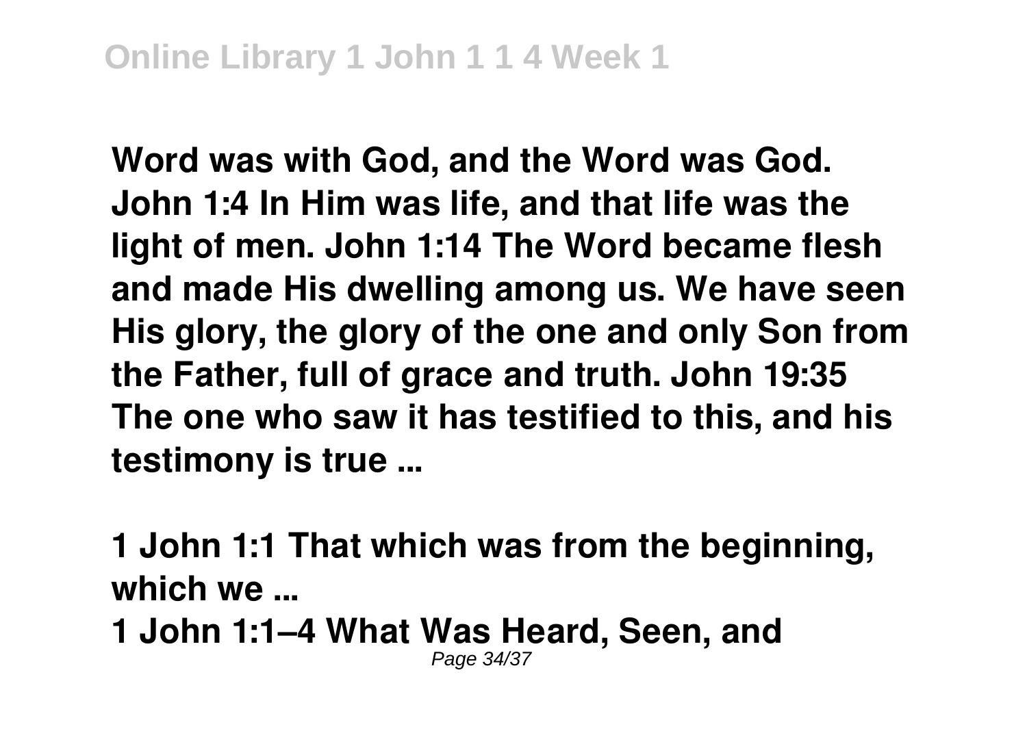**Word was with God, and the Word was God. John 1:4 In Him was life, and that life was the light of men. John 1:14 The Word became flesh and made His dwelling among us. We have seen His glory, the glory of the one and only Son from the Father, full of grace and truth. John 19:35 The one who saw it has testified to this, and his testimony is true ...**

**1 John 1:1 That which was from the beginning, which we ...**

**1 John 1:1–4 What Was Heard, Seen, and**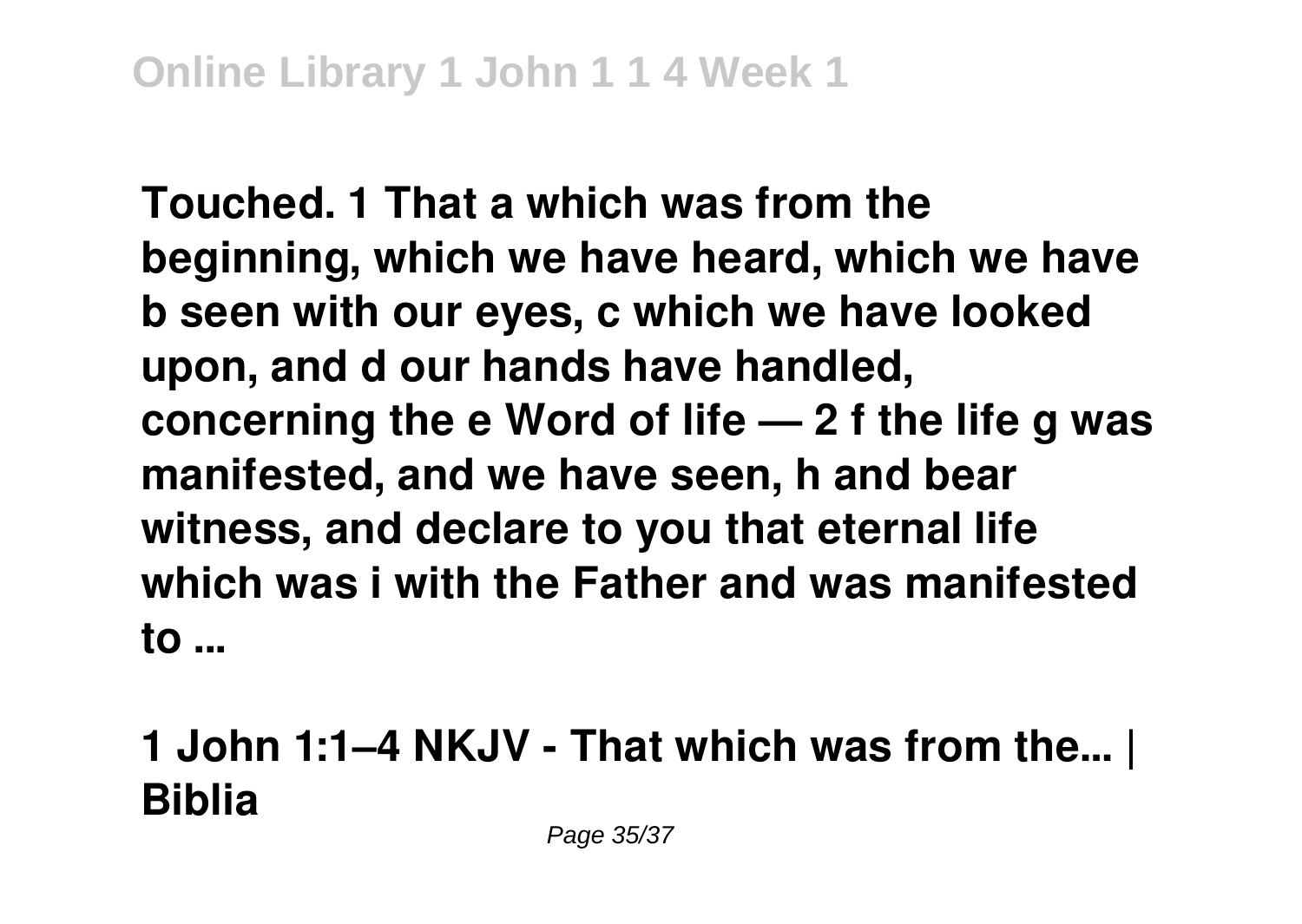**Touched. 1 That a which was from the beginning, which we have heard, which we have b seen with our eyes, c which we have looked upon, and d our hands have handled, concerning the e Word of life — 2 f the life g was manifested, and we have seen, h and bear witness, and declare to you that eternal life which was i with the Father and was manifested to ...**

**1 John 1:1–4 NKJV - That which was from the... | Biblia**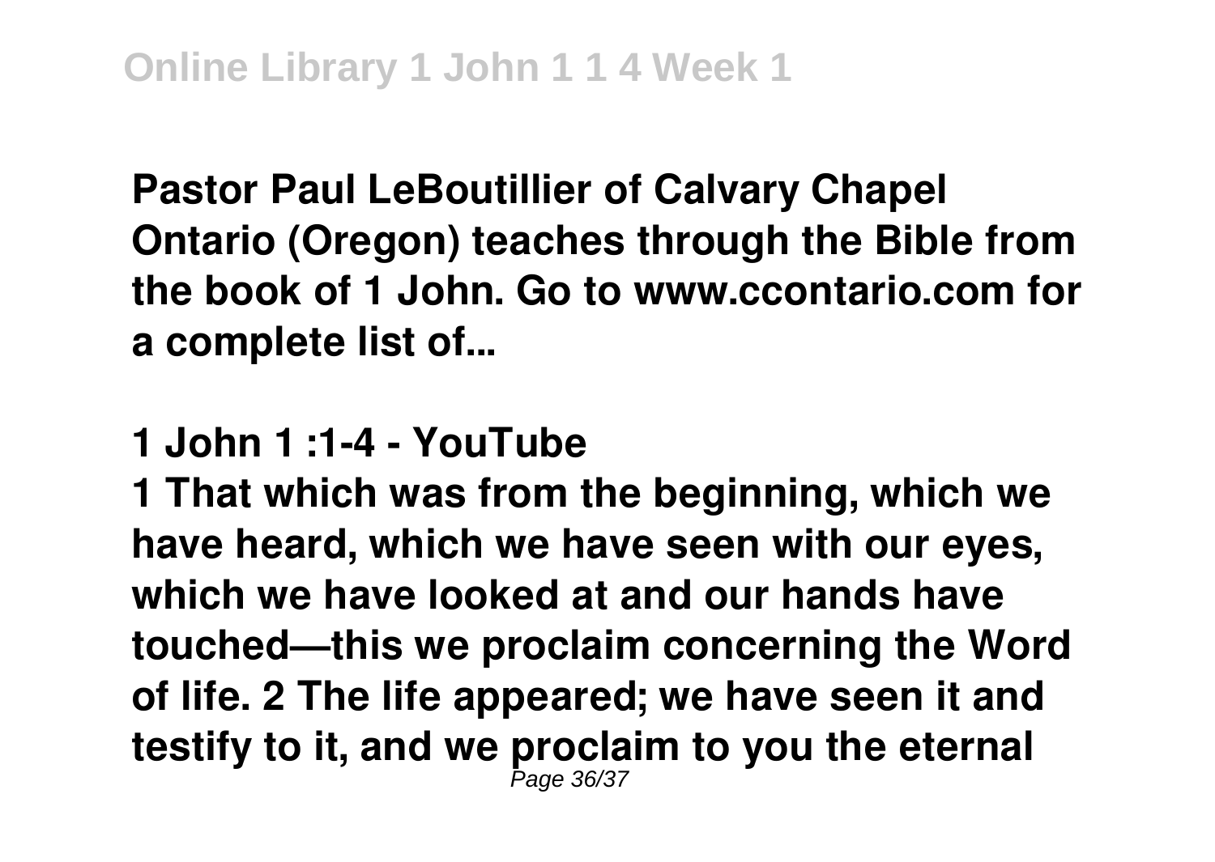**Pastor Paul LeBoutillier of Calvary Chapel Ontario (Oregon) teaches through the Bible from the book of 1 John. Go to www.ccontario.com for a complete list of...**

**1 John 1 :1-4 - YouTube**

**1 That which was from the beginning, which we have heard, which we have seen with our eyes, which we have looked at and our hands have touched—this we proclaim concerning the Word of life. 2 The life appeared; we have seen it and testify to it, and we proclaim to you the eternal**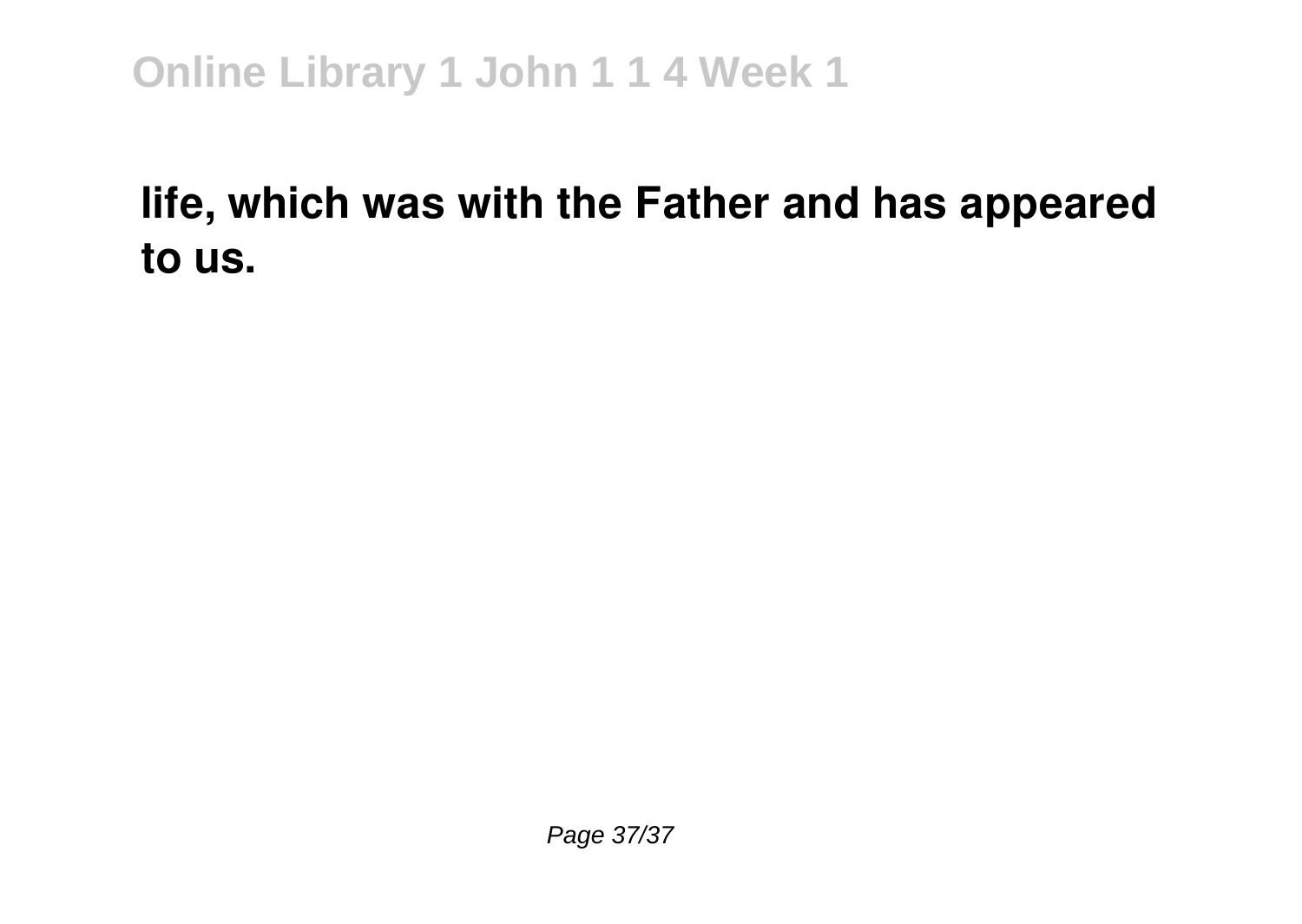**life, which was with the Father and has appeared to us.**